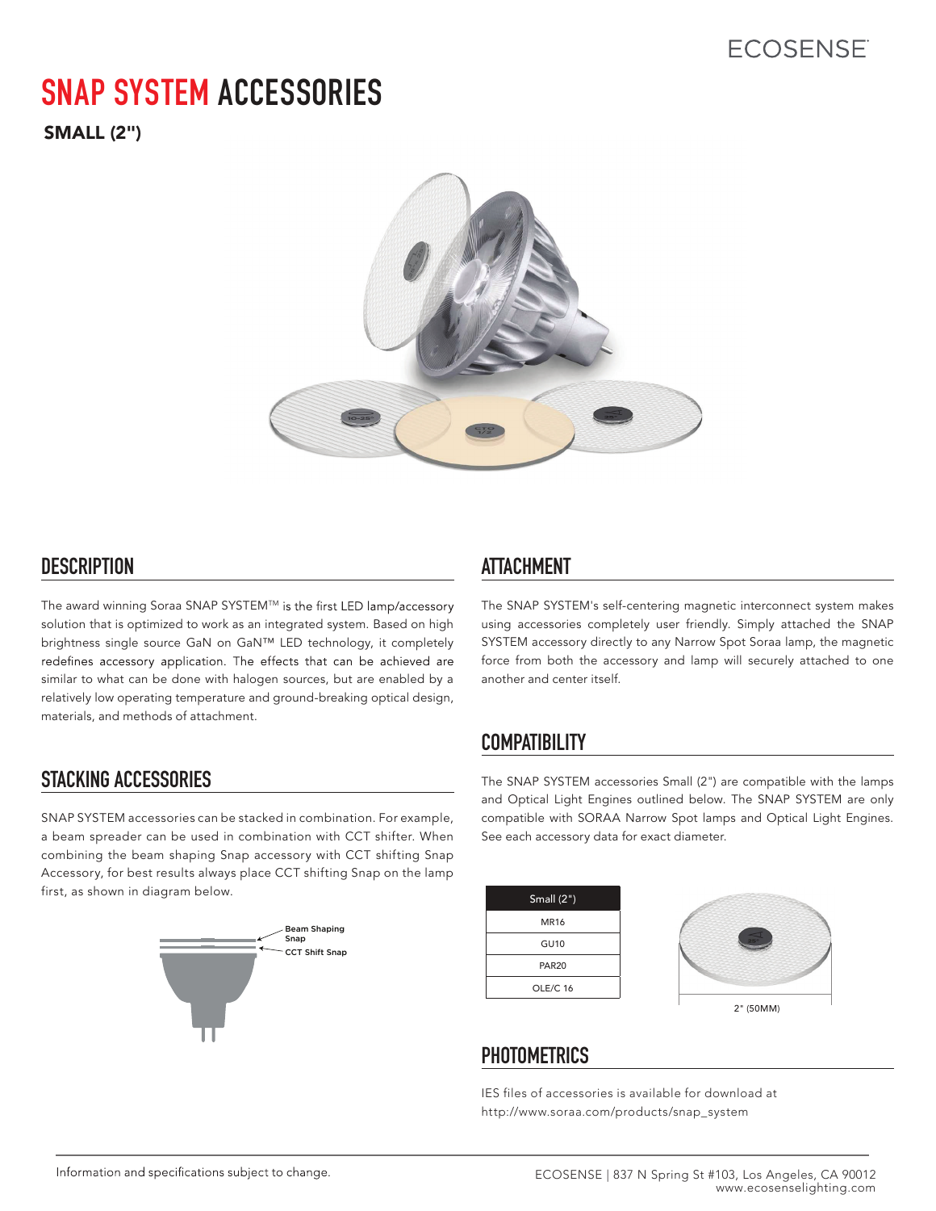ECOSENSE

# SNAP SYSTEM ACCESSORIES

**SMALL (2")**

## DESCRIPTION

The award winning Soraa SNAP SYSTEM™ is the first LED lamp/accessory solution that is optimized to work as an integrated system. Based on high brightness single source GaN on GaN™ LED technology, it completely redefines accessory application. The effects that can be achieved are similar to what can be done with halogen sources, but are enabled by a relatively low operating temperature and ground-breaking optical design, materials, and methods of attachment.

## STACKING ACCESSORIES

SNAP SYSTEM accessories can be stacked in combination. For example, a beam spreader can be used in combination with CCT shifter. When combining the beam shaping Snap accessory with CCT shifting Snap Accessory, for best results always place CCT shifting Snap on the lamp first, as shown in diagram below.

Beam Shaping Snap

CCT Shift Snap

## ATTACHMENT

The SNAP SYSTEM's self-centering magnetic interconnect system makes using accessories completely user friendly. Simply attached the SNAP SYSTEM accessory directly to any Narrow Spot Soraa lamp, the magnetic force from both the accessory and lamp will securely attached to one another and center itself.

## COMPATIBILITY

The SNAP SYSTEM accessories Small (2") are compatible with the lamps and Optical Light Engines outlined below. The SNAP SYSTEM are only compatible with SORAA Narrow Spot lamps and Optical Light Engines. See each accessory data for exact diameter.

| Small (2") |
| --- |
| MR16 |
| GU10 |
| PAR20 |
| OLE/C 16 |

2" (50MM)

## PHOTOMETRICS

IES files of accessories is available for download at http://www.soraa.com/products/snap_system

Information and specifications subject to change.

ECOSENSE | 837 N Spring St #103, Los Angeles, CA 90012
www.ecosenselighting.com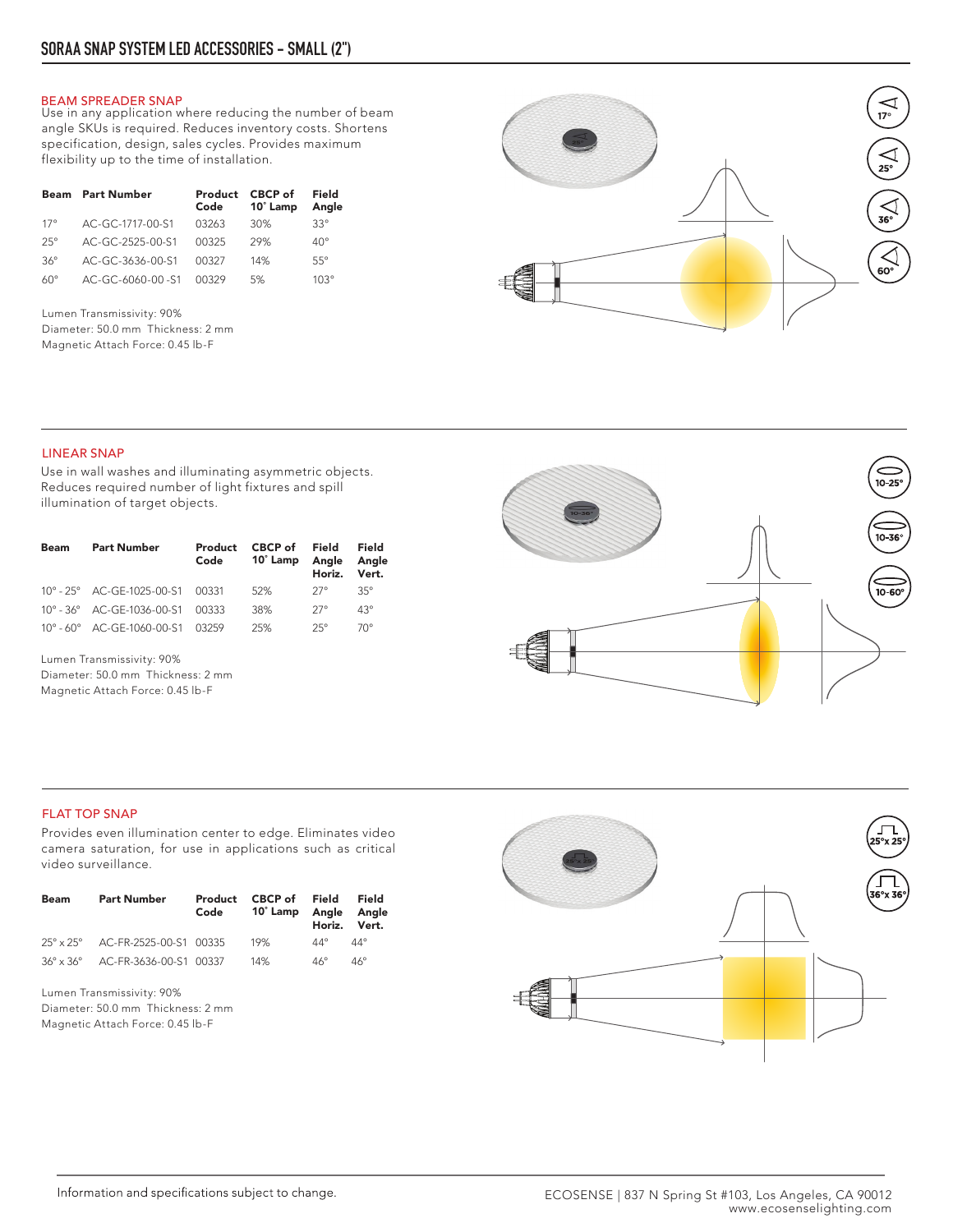# SORAA SNAP SYSTEM LED ACCESSORIES – SMALL (2")

## BEAM SPREADER SNAP

Use in any application where reducing the number of beam angle SKUs is required. Reduces inventory costs. Shortens specification, design, sales cycles. Provides maximum flexibility up to the time of installation.

| Beam | Part Number | Product Code | CBCP of 10˚ Lamp | Field Angle |
|---|---|---|---|---|
| 17° | AC-GC-1717-00-S1 | 03263 | 30% | 33° |
| 25° | AC-GC-2525-00-S1 | 00325 | 29% | 40° |
| 36° | AC-GC-3636-00-S1 | 00327 | 14% | 55° |
| 60° | AC-GC-6060-00 -S1 | 00329 | 5% | 103° |

Lumen Transmissivity: 90%
Diameter: 50.0 mm Thickness: 2 mm
Magnetic Attach Force: 0.45 lb-F

17°
25°
36°
60°

## LINEAR SNAP

Use in wall washes and illuminating asymmetric objects. Reduces required number of light fixtures and spill illumination of target objects.

| Beam | Part Number | Product Code | CBCP of 10˚ Lamp | Field Angle Horiz. | Field Angle Vert. |
|---|---|---|---|---|---|
| 10° - 25° | AC-GE-1025-00-S1 | 00331 | 52% | 27° | 35° |
| 10° - 36° | AC-GE-1036-00-S1 | 00333 | 38% | 27° | 43° |
| 10° - 60° | AC-GE-1060-00-S1 | 03259 | 25% | 25° | 70° |

Lumen Transmissivity: 90%
Diameter: 50.0 mm Thickness: 2 mm
Magnetic Attach Force: 0.45 lb-F

10-25°
10-36°
10-60°

## FLAT TOP SNAP

Provides even illumination center to edge. Eliminates video camera saturation, for use in applications such as critical video surveillance.

| Beam | Part Number | Product Code | CBCP of 10˚ Lamp | Field Angle Horiz. | Field Angle Vert. |
|---|---|---|---|---|---|
| 25° x 25° | AC-FR-2525-00-S1 | 00335 | 19% | 44° | 44° |
| 36° x 36° | AC-FR-3636-00-S1 | 00337 | 14% | 46° | 46° |

Lumen Transmissivity: 90%
Diameter: 50.0 mm Thickness: 2 mm
Magnetic Attach Force: 0.45 lb-F

25°x 25°
36°x 36°

Information and specifications subject to change.

ECOSENSE | 837 N Spring St #103, Los Angeles, CA 90012
www.ecosenselighting.com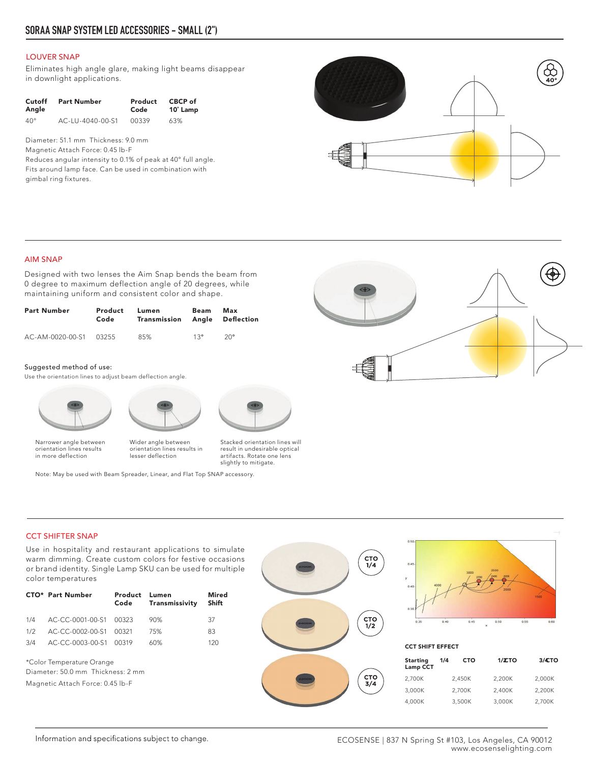# SORAA SNAP SYSTEM LED ACCESSORIES – SMALL (2")

## LOUVER SNAP

Eliminates high angle glare, making light beams disappear in downlight applications.

| Cutoff Angle | Part Number | Product Code | CBCP of 10˚ Lamp |
|---|---|---|---|
| 40° | AC-LU-4040-00-S1 | 00339 | 63% |

Diameter: 51.1 mm Thickness: 9.0 mm
Magnetic Attach Force: 0.45 lb-F
Reduces angular intensity to 0.1% of peak at 40° full angle.
Fits around lamp face. Can be used in combination with gimbal ring fixtures.

## AIM SNAP

Designed with two lenses the Aim Snap bends the beam from 0 degree to maximum deflection angle of 20 degrees, while maintaining uniform and consistent color and shape.

| Part Number | Product Code | Lumen Transmission | Beam Angle | Max Deflection |
|---|---|---|---|---|
| AC-AM-0020-00-S1 | 03255 | 85% | 13° | 20° |

**Suggested method of use:**
Use the orientation lines to adjust beam deflection angle.

Narrower angle between orientation lines results in more deflection

Wider angle between orientation lines results in lesser deflection

Stacked orientation lines will result in undesirable optical artifacts. Rotate one lens slightly to mitigate.

Note: May be used with Beam Spreader, Linear, and Flat Top SNAP accessory.

## CCT SHIFTER SNAP

Use in hospitality and restaurant applications to simulate warm dimming. Create custom colors for festive occasions or brand identity. Single Lamp SKU can be used for multiple color temperatures

| CTO* | Part Number | Product Code | Lumen Transmissivity | Mired Shift |
|---|---|---|---|---|
| 1/4 | AC-CC-0001-00-S1 | 00323 | 90% | 37 |
| 1/2 | AC-CC-0002-00-S1 | 00321 | 75% | 83 |
| 3/4 | AC-CC-0003-00-S1 | 00319 | 60% | 120 |

*Color Temperature Orange
Diameter: 50.0 mm Thickness: 2 mm
Magnetic Attach Force: 0.45 lb-F

**CCT SHIFT EFFECT**

| Starting Lamp CCT | 1/4 CTO | 1/2 CTO | 3/4 CTO |
|---|---|---|---|
| 2,700K | 2,450K | 2,200K | 2,000K |
| 3,000K | 2,700K | 2,400K | 2,200K |
| 4,000K | 3,500K | 3,000K | 2,700K |

Information and specifications subject to change.

ECOSENSE | 837 N Spring St #103, Los Angeles, CA 90012
www.ecosenselighting.com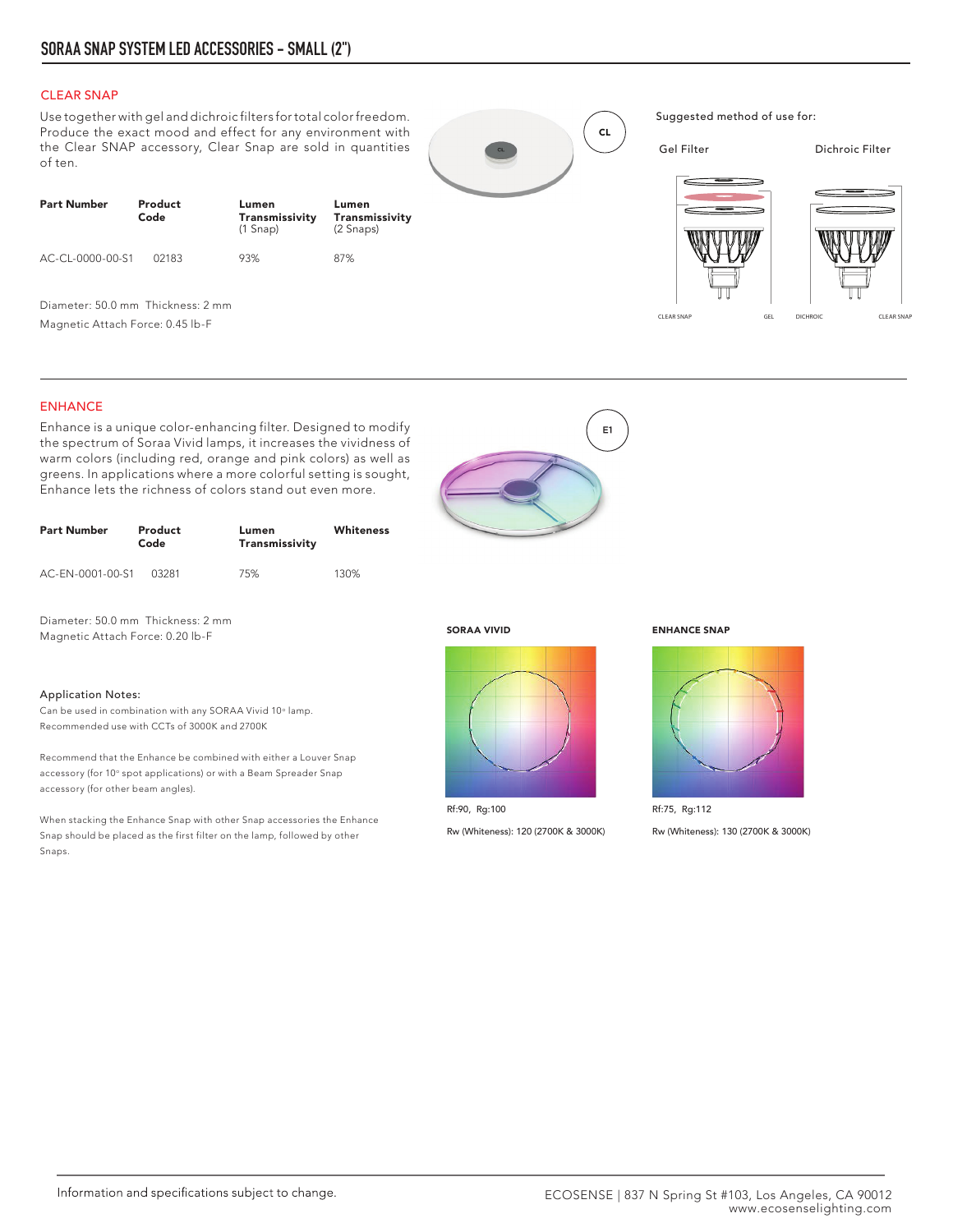## SORAA SNAP SYSTEM LED ACCESSORIES - SMALL (2")

### CLEAR SNAP

Use together with gel and dichroic filters for total color freedom. Produce the exact mood and effect for any environment with the Clear SNAP accessory, Clear Snap are sold in quantities of ten.

| Part Number | Product Code | Lumen Transmissivity (1 Snap) | Lumen Transmissivity (2 Snaps) |
|---|---|---|---|
| AC-CL-0000-00-S1 | 02183 | 93% | 87% |

Diameter: 50.0 mm Thickness: 2 mm

Magnetic Attach Force: 0.45 lb-F

CL

Suggested method of use for:

Gel Filter

Dichroic Filter

CLEAR SNAP GEL DICHROIC CLEAR SNAP

### ENHANCE

Enhance is a unique color-enhancing filter. Designed to modify the spectrum of Soraa Vivid lamps, it increases the vividness of warm colors (including red, orange and pink colors) as well as greens. In applications where a more colorful setting is sought, Enhance lets the richness of colors stand out even more.

| Part Number | Product Code | Lumen Transmissivity | Whiteness |
|---|---|---|---|
| AC-EN-0001-00-S1 | 03281 | 75% | 130% |

Diameter: 50.0 mm Thickness: 2 mm

Magnetic Attach Force: 0.20 lb-F

E1

**SORAA VIVID**

Rf:90, Rg:100

Rw (Whiteness): 120 (2700K & 3000K)

**ENHANCE SNAP**

Rf:75, Rg:112

Rw (Whiteness): 130 (2700K & 3000K)

Application Notes:

Can be used in combination with any SORAA Vivid 10° lamp.
Recommended use with CCTs of 3000K and 2700K

Recommend that the Enhance be combined with either a Louver Snap accessory (for 10° spot applications) or with a Beam Spreader Snap accessory (for other beam angles).

When stacking the Enhance Snap with other Snap accessories the Enhance Snap should be placed as the first filter on the lamp, followed by other Snaps.

Information and specifications subject to change.

ECOSENSE | 837 N Spring St #103, Los Angeles, CA 90012
www.ecosenselighting.com